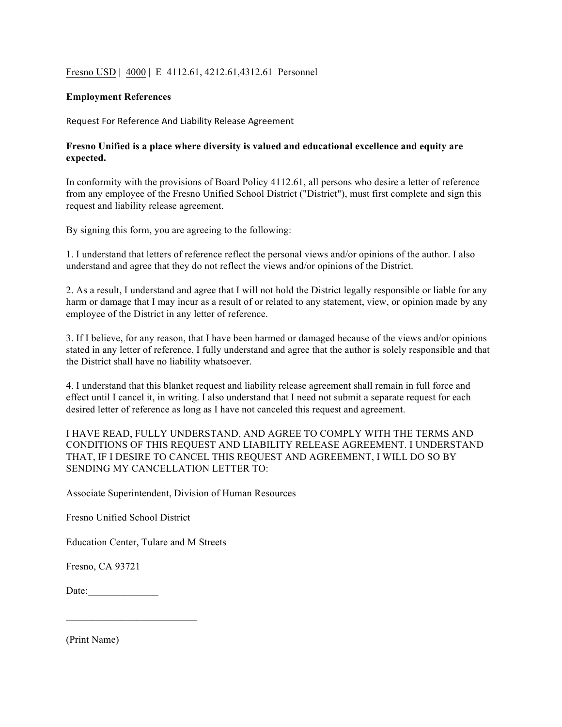Fresno USD | 4000 | E 4112.61, 4212.61,4312.61 Personnel

**Employment References**

Request For Reference And Liability Release Agreement

**Fresno Unified is a place where diversity is valued and educational excellence and equity are expected.**

In conformity with the provisions of Board Policy 4112.61, all persons who desire a letter of reference from any employee of the Fresno Unified School District ("District"), must first complete and sign this request and liability release agreement.

By signing this form, you are agreeing to the following:

1. I understand that letters of reference reflect the personal views and/or opinions of the author. I also understand and agree that they do not reflect the views and/or opinions of the District.

2. As a result, I understand and agree that I will not hold the District legally responsible or liable for any harm or damage that I may incur as a result of or related to any statement, view, or opinion made by any employee of the District in any letter of reference.

3. If I believe, for any reason, that I have been harmed or damaged because of the views and/or opinions stated in any letter of reference, I fully understand and agree that the author is solely responsible and that the District shall have no liability whatsoever.

4. I understand that this blanket request and liability release agreement shall remain in full force and effect until I cancel it, in writing. I also understand that I need not submit a separate request for each desired letter of reference as long as I have not canceled this request and agreement.

I HAVE READ, FULLY UNDERSTAND, AND AGREE TO COMPLY WITH THE TERMS AND CONDITIONS OF THIS REQUEST AND LIABILITY RELEASE AGREEMENT. I UNDERSTAND THAT, IF I DESIRE TO CANCEL THIS REQUEST AND AGREEMENT, I WILL DO SO BY SENDING MY CANCELLATION LETTER TO:

Associate Superintendent, Division of Human Resources

Fresno Unified School District

Education Center, Tulare and M Streets

Fresno, CA 93721

Date:______________

__________________________

(Print Name)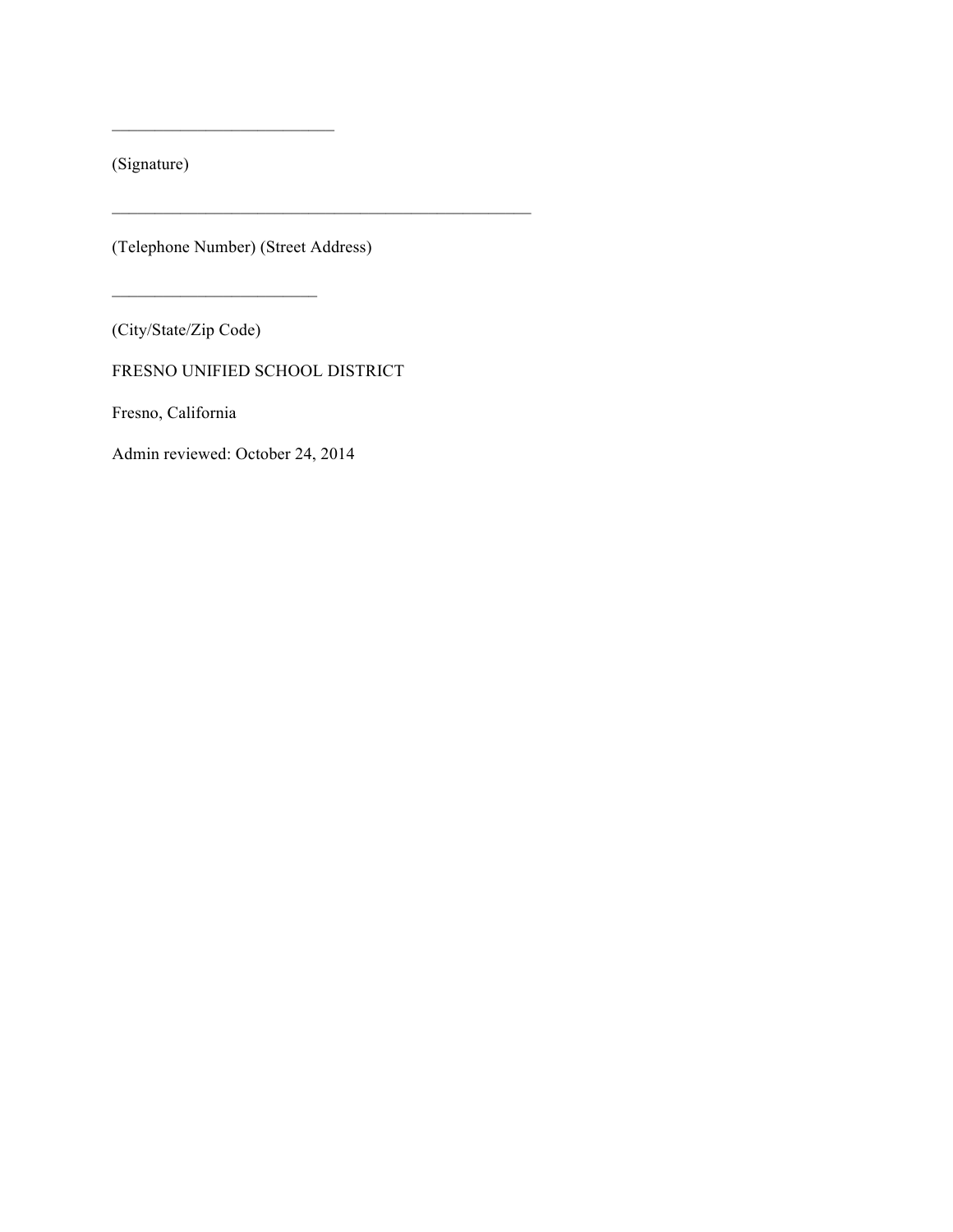__________________________

(Signature)

_________________________________________________

(Telephone Number) (Street Address)

________________________

(City/State/Zip Code)

FRESNO UNIFIED SCHOOL DISTRICT

Fresno, California

Admin reviewed: October 24, 2014